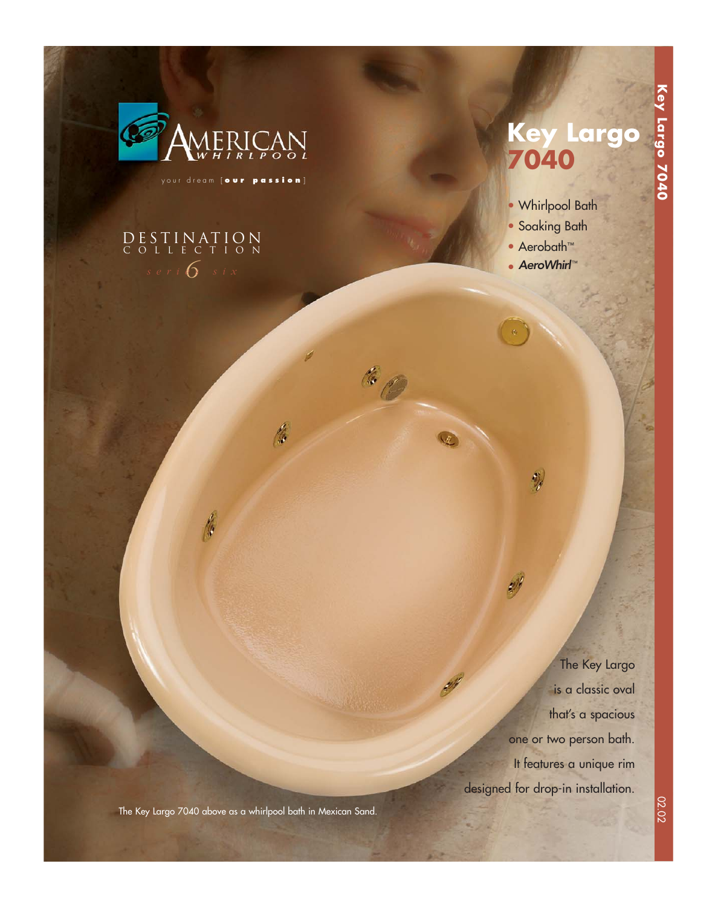AMERICAN WHIRLPOOL

your dream [**our passion**]

DESTINATION COLLECTION

*series six*

# Key Largo 7040

- Whirlpool Bath
- Soaking Bath
- Aerobath™
- ***AeroWhirl***™

The Key Largo is a classic oval that's a spacious one or two person bath. It features a unique rim designed for drop-in installation.

The Key Largo 7040 above as a whirlpool bath in Mexican Sand.

02.02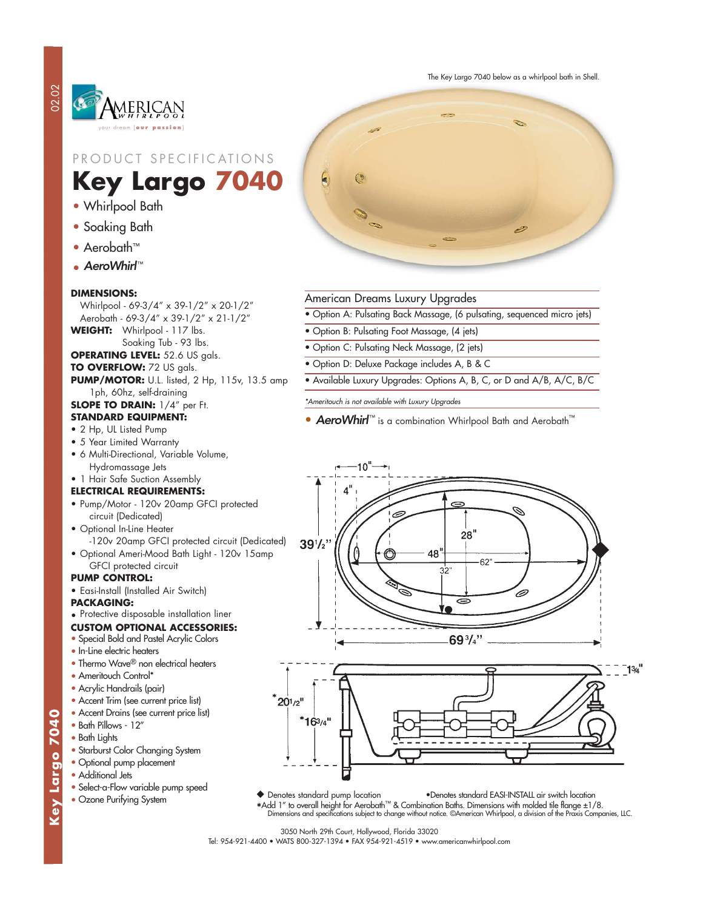# PRODUCT SPECIFICATIONS

# Key Largo 7040

- Whirlpool Bath
- Soaking Bath
- Aerobath™
- *AeroWhirl*™

The Key Largo 7040 below as a whirlpool bath in Shell.

**DIMENSIONS:**
Whirlpool - 69-3/4" x 39-1/2" x 20-1/2"
Aerobath - 69-3/4" x 39-1/2" x 21-1/2"

**WEIGHT:** Whirlpool - 117 lbs.
Soaking Tub - 93 lbs.

**OPERATING LEVEL:** 52.6 US gals.

**TO OVERFLOW:** 72 US gals.

**PUMP/MOTOR:** U.L. listed, 2 Hp, 115v, 13.5 amp 1ph, 60hz, self-draining

**SLOPE TO DRAIN:** 1/4" per Ft.

**STANDARD EQUIPMENT:**
- 2 Hp, UL Listed Pump
- 5 Year Limited Warranty
- 6 Multi-Directional, Variable Volume, Hydromassage Jets
- 1 Hair Safe Suction Assembly

**ELECTRICAL REQUIREMENTS:**
- Pump/Motor - 120v 20amp GFCI protected circuit (Dedicated)
- Optional In-Line Heater -120v 20amp GFCI protected circuit (Dedicated)
- Optional Ameri-Mood Bath Light - 120v 15amp GFCI protected circuit

**PUMP CONTROL:**
- Easi-Install (Installed Air Switch)

**PACKAGING:**
- Protective disposable installation liner

**CUSTOM OPTIONAL ACCESSORIES:**
- Special Bold and Pastel Acrylic Colors
- In-Line electric heaters
- Thermo Wave® non electrical heaters
- Ameritouch Control*
- Acrylic Handrails (pair)
- Accent Trim (see current price list)
- Accent Drains (see current price list)
- Bath Pillows - 12"
- Bath Lights
- Starburst Color Changing System
- Optional pump placement
- Additional Jets
- Select-a-Flow variable pump speed
- Ozone Purifying System

## American Dreams Luxury Upgrades

- Option A: Pulsating Back Massage, (6 pulsating, sequenced micro jets)
- Option B: Pulsating Foot Massage, (4 jets)
- Option C: Pulsating Neck Massage, (2 jets)
- Option D: Deluxe Package includes A, B & C
- Available Luxury Upgrades: Options A, B, C, or D and A/B, A/C, B/C

*\*Ameritouch is not available with Luxury Upgrades*

- ***AeroWhirl***™ is a combination Whirlpool Bath and Aerobath™

10"
4"
28"
39 1/2"
48"
62"
32"
69 3/4"
1 3/4"
*20 1/2"
*16 3/4"

◆ Denotes standard pump location • Denotes standard EASI-INSTALL air switch location

*Add 1" to overall height for Aerobath™ & Combination Baths. Dimensions with molded tile flange ±1/8.
Dimensions and specifications subject to change without notice. ©American Whirlpool, a division of the Praxis Companies, LLC.

3050 North 29th Court, Hollywood, Florida 33020
Tel: 954-921-4400 • WATS 800-327-1394 • FAX 954-921-4519 • www.americanwhirlpool.com